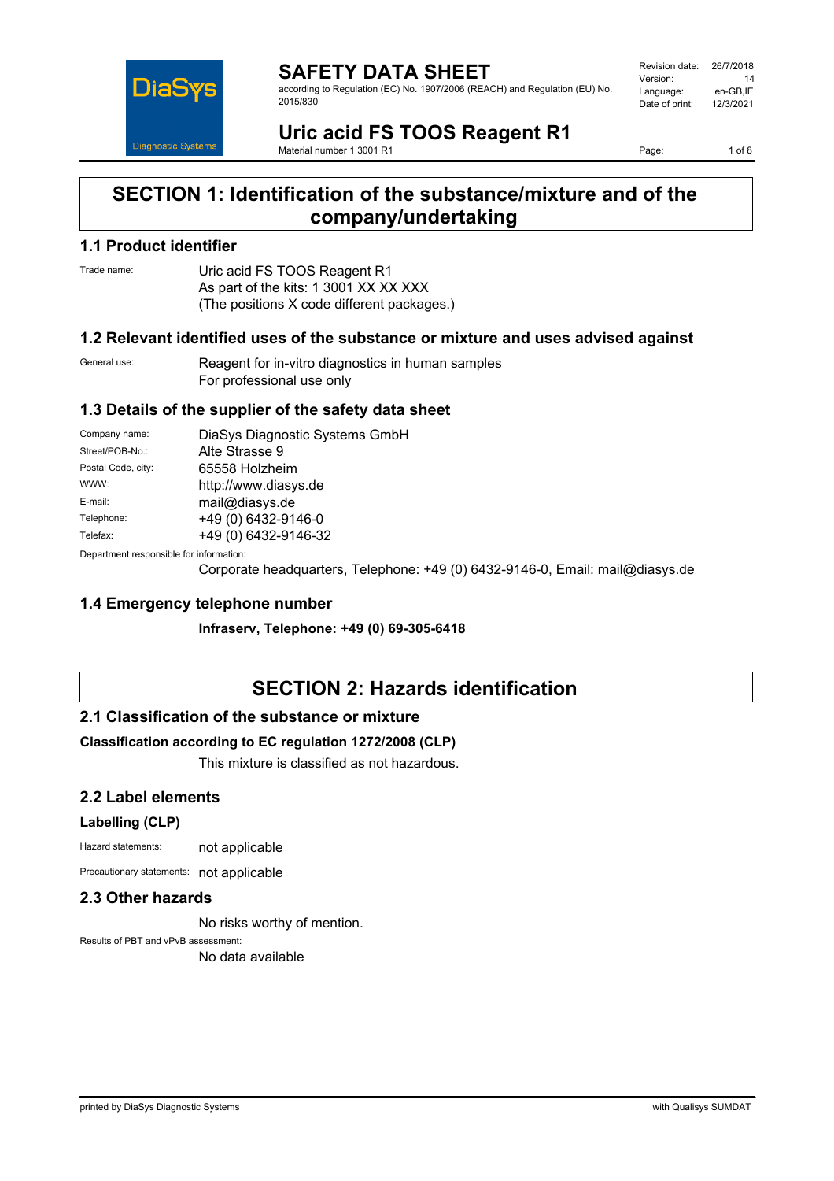# SAFETY DATA SHEET

according to Regulation (EC) No. 1907/2006 (REACH) and Regulation (EU) No. 2015/830

| Revision date: | 26/7/2018 |
|---|---|
| Version: | 14 |
| Language: | en-GB,IE |
| Date of print: | 12/3/2021 |

# Uric acid FS TOOS Reagent R1

Material number 1 3001 R1

## SECTION 1: Identification of the substance/mixture and of the company/undertaking

### 1.1 Product identifier

Trade name: Uric acid FS TOOS Reagent R1
As part of the kits: 1 3001 XX XX XXX
(The positions X code different packages.)

### 1.2 Relevant identified uses of the substance or mixture and uses advised against

General use: Reagent for in-vitro diagnostics in human samples
For professional use only

### 1.3 Details of the supplier of the safety data sheet

| | |
|---|---|
| Company name: | DiaSys Diagnostic Systems GmbH |
| Street/POB-No.: | Alte Strasse 9 |
| Postal Code, city: | 65558 Holzheim |
| WWW: | http://www.diasys.de |
| E-mail: | mail@diasys.de |
| Telephone: | +49 (0) 6432-9146-0 |
| Telefax: | +49 (0) 6432-9146-32 |

Department responsible for information:
Corporate headquarters, Telephone: +49 (0) 6432-9146-0, Email: mail@diasys.de

### 1.4 Emergency telephone number

**Infraserv, Telephone: +49 (0) 69-305-6418**

## SECTION 2: Hazards identification

### 2.1 Classification of the substance or mixture

**Classification according to EC regulation 1272/2008 (CLP)**

This mixture is classified as not hazardous.

### 2.2 Label elements

**Labelling (CLP)**

Hazard statements: not applicable

Precautionary statements: not applicable

### 2.3 Other hazards

No risks worthy of mention.

Results of PBT and vPvB assessment:
No data available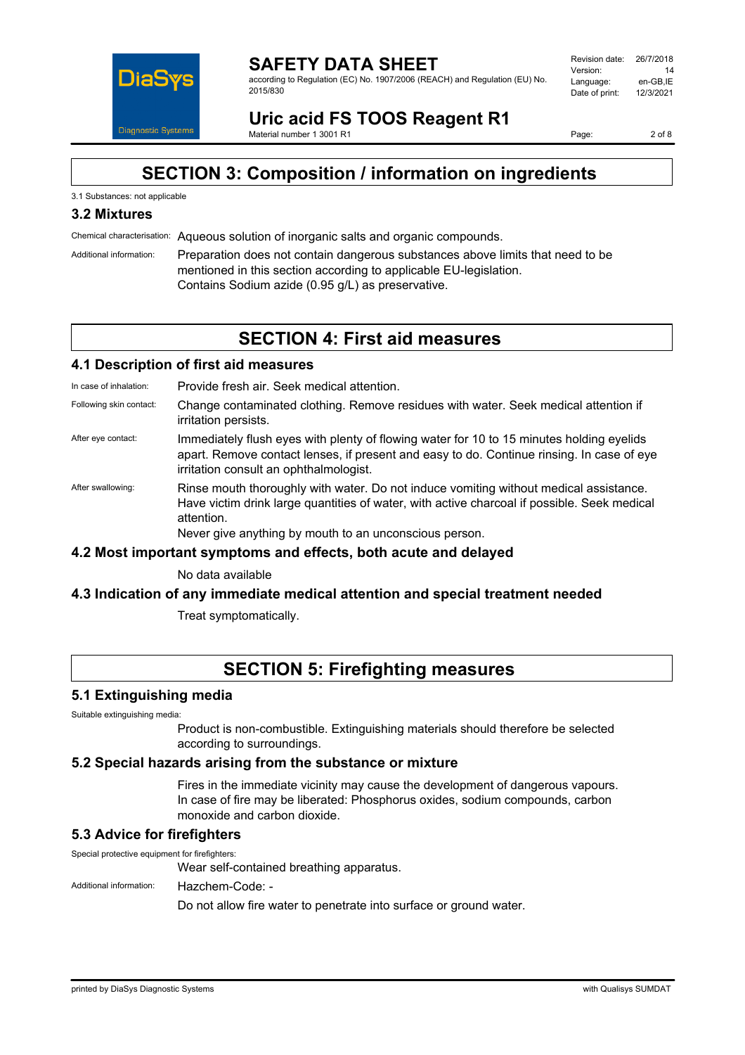# SECTION 3: Composition / information on ingredients

3.1 Substances: not applicable

## 3.2 Mixtures

Chemical characterisation: Aqueous solution of inorganic salts and organic compounds.

Additional information: Preparation does not contain dangerous substances above limits that need to be mentioned in this section according to applicable EU-legislation.
Contains Sodium azide (0.95 g/L) as preservative.

# SECTION 4: First aid measures

## 4.1 Description of first aid measures

In case of inhalation: Provide fresh air. Seek medical attention.

Following skin contact: Change contaminated clothing. Remove residues with water. Seek medical attention if irritation persists.

After eye contact: Immediately flush eyes with plenty of flowing water for 10 to 15 minutes holding eyelids apart. Remove contact lenses, if present and easy to do. Continue rinsing. In case of eye irritation consult an ophthalmologist.

After swallowing: Rinse mouth thoroughly with water. Do not induce vomiting without medical assistance. Have victim drink large quantities of water, with active charcoal if possible. Seek medical attention.
Never give anything by mouth to an unconscious person.

## 4.2 Most important symptoms and effects, both acute and delayed

No data available

## 4.3 Indication of any immediate medical attention and special treatment needed

Treat symptomatically.

# SECTION 5: Firefighting measures

## 5.1 Extinguishing media

Suitable extinguishing media:

Product is non-combustible. Extinguishing materials should therefore be selected according to surroundings.

## 5.2 Special hazards arising from the substance or mixture

Fires in the immediate vicinity may cause the development of dangerous vapours.
In case of fire may be liberated: Phosphorus oxides, sodium compounds, carbon monoxide and carbon dioxide.

## 5.3 Advice for firefighters

Special protective equipment for firefighters:

Wear self-contained breathing apparatus.

Additional information: Hazchem-Code: -

Do not allow fire water to penetrate into surface or ground water.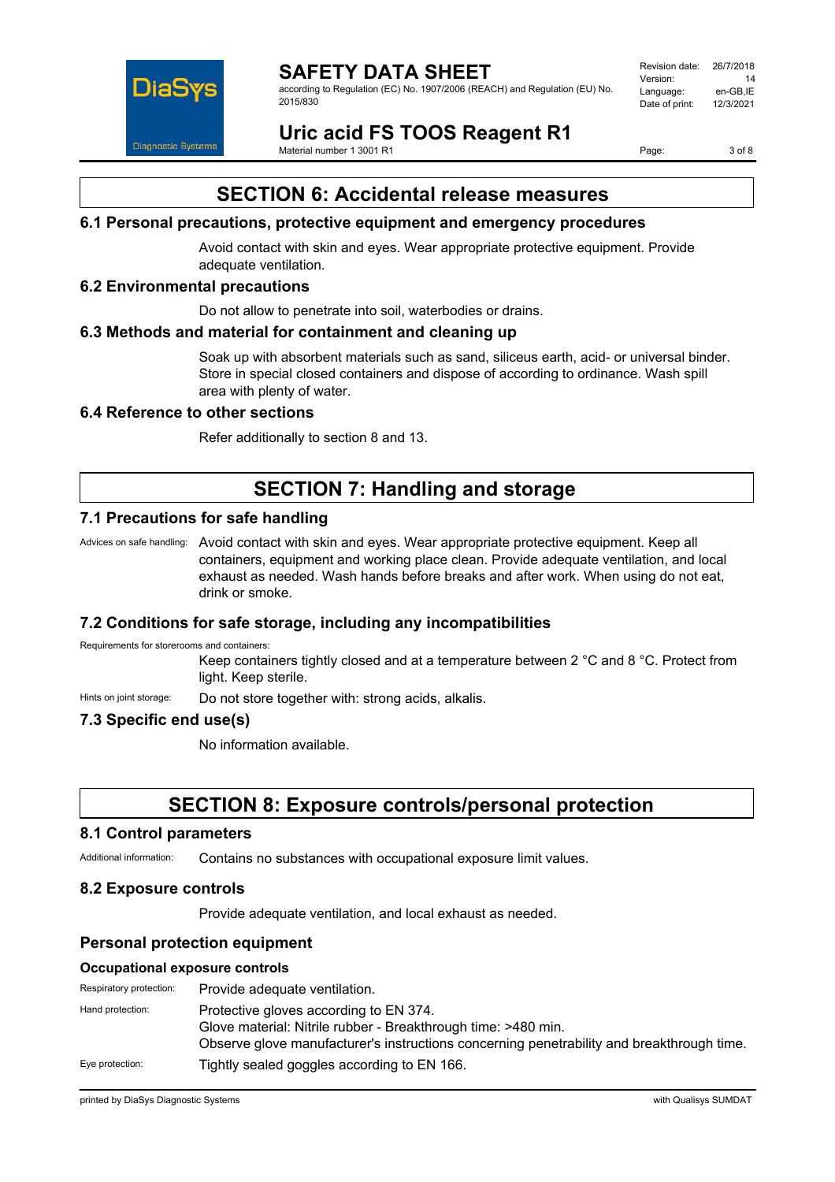## SECTION 6: Accidental release measures

### 6.1 Personal precautions, protective equipment and emergency procedures

Avoid contact with skin and eyes. Wear appropriate protective equipment. Provide adequate ventilation.

### 6.2 Environmental precautions

Do not allow to penetrate into soil, waterbodies or drains.

### 6.3 Methods and material for containment and cleaning up

Soak up with absorbent materials such as sand, siliceus earth, acid- or universal binder. Store in special closed containers and dispose of according to ordinance. Wash spill area with plenty of water.

### 6.4 Reference to other sections

Refer additionally to section 8 and 13.

## SECTION 7: Handling and storage

### 7.1 Precautions for safe handling

Advices on safe handling: Avoid contact with skin and eyes. Wear appropriate protective equipment. Keep all containers, equipment and working place clean. Provide adequate ventilation, and local exhaust as needed. Wash hands before breaks and after work. When using do not eat, drink or smoke.

### 7.2 Conditions for safe storage, including any incompatibilities

Requirements for storerooms and containers:

Keep containers tightly closed and at a temperature between 2 °C and 8 °C. Protect from light. Keep sterile.

Hints on joint storage: Do not store together with: strong acids, alkalis.

### 7.3 Specific end use(s)

No information available.

## SECTION 8: Exposure controls/personal protection

### 8.1 Control parameters

Additional information: Contains no substances with occupational exposure limit values.

### 8.2 Exposure controls

Provide adequate ventilation, and local exhaust as needed.

### Personal protection equipment

#### Occupational exposure controls

Respiratory protection: Provide adequate ventilation.

Hand protection: Protective gloves according to EN 374.
Glove material: Nitrile rubber - Breakthrough time: >480 min.
Observe glove manufacturer's instructions concerning penetrability and breakthrough time.

Eye protection: Tightly sealed goggles according to EN 166.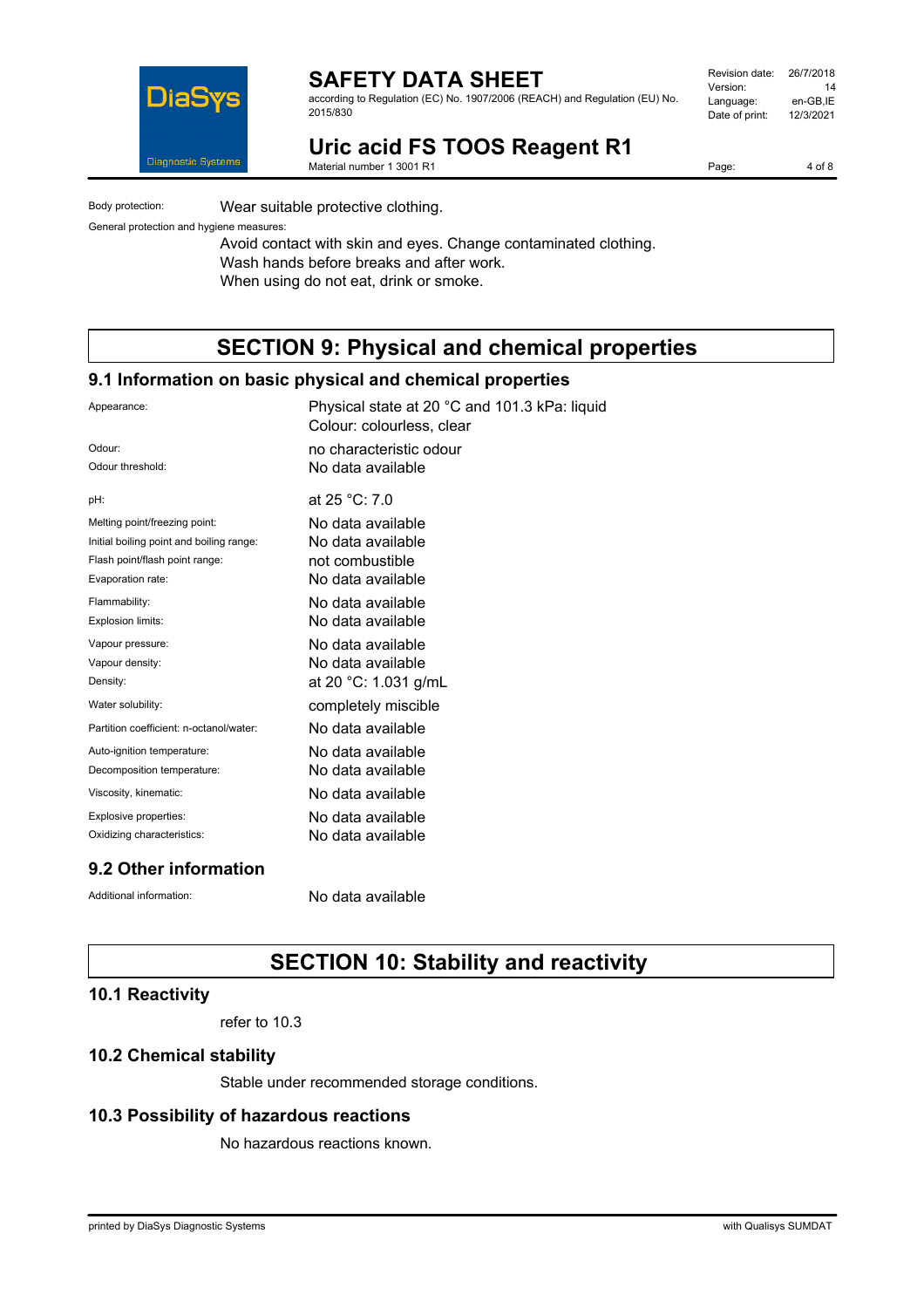Body protection: Wear suitable protective clothing.

General protection and hygiene measures:

Avoid contact with skin and eyes. Change contaminated clothing.
Wash hands before breaks and after work.
When using do not eat, drink or smoke.

# SECTION 9: Physical and chemical properties

## 9.1 Information on basic physical and chemical properties

| | |
|---|---|
| Appearance: | Physical state at 20 °C and 101.3 kPa: liquid<br>Colour: colourless, clear |
| Odour: | no characteristic odour |
| Odour threshold: | No data available |
| pH: | at 25 °C: 7.0 |
| Melting point/freezing point: | No data available |
| Initial boiling point and boiling range: | No data available |
| Flash point/flash point range: | not combustible |
| Evaporation rate: | No data available |
| Flammability: | No data available |
| Explosion limits: | No data available |
| Vapour pressure: | No data available |
| Vapour density: | No data available |
| Density: | at 20 °C: 1.031 g/mL |
| Water solubility: | completely miscible |
| Partition coefficient: n-octanol/water: | No data available |
| Auto-ignition temperature: | No data available |
| Decomposition temperature: | No data available |
| Viscosity, kinematic: | No data available |
| Explosive properties: | No data available |
| Oxidizing characteristics: | No data available |

## 9.2 Other information

Additional information: No data available

# SECTION 10: Stability and reactivity

## 10.1 Reactivity

refer to 10.3

## 10.2 Chemical stability

Stable under recommended storage conditions.

## 10.3 Possibility of hazardous reactions

No hazardous reactions known.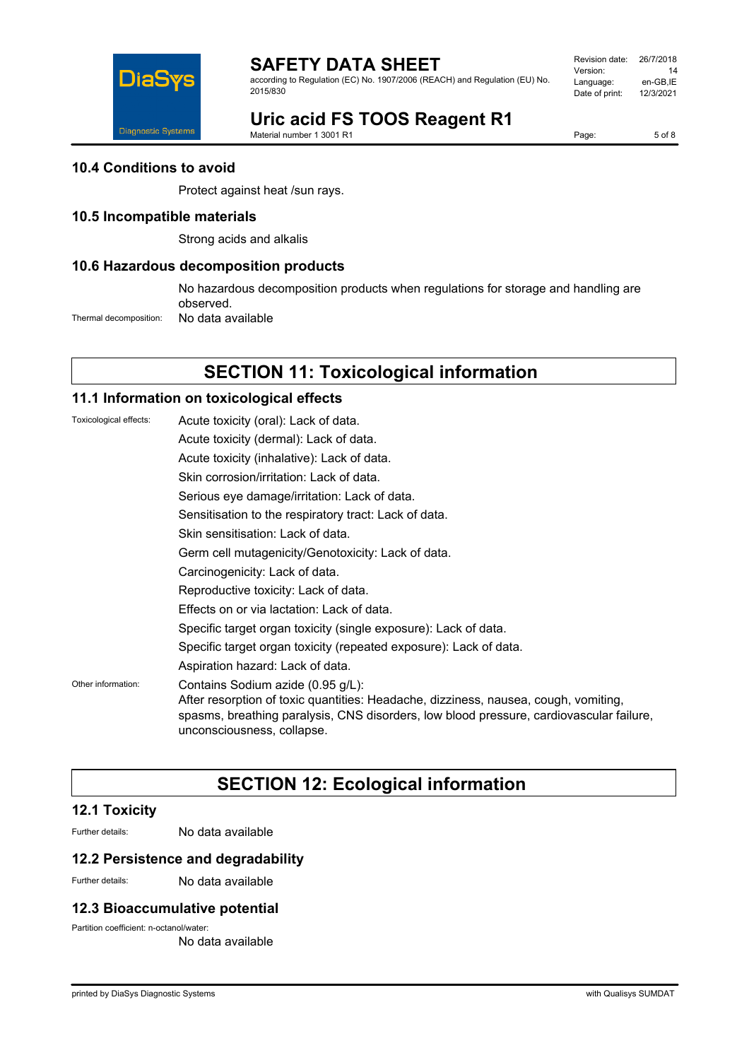### 10.4 Conditions to avoid

Protect against heat /sun rays.

### 10.5 Incompatible materials

Strong acids and alkalis

### 10.6 Hazardous decomposition products

No hazardous decomposition products when regulations for storage and handling are observed.

Thermal decomposition: No data available

## SECTION 11: Toxicological information

### 11.1 Information on toxicological effects

Toxicological effects:

Acute toxicity (oral): Lack of data.

Acute toxicity (dermal): Lack of data.

Acute toxicity (inhalative): Lack of data.

Skin corrosion/irritation: Lack of data.

Serious eye damage/irritation: Lack of data.

Sensitisation to the respiratory tract: Lack of data.

Skin sensitisation: Lack of data.

Germ cell mutagenicity/Genotoxicity: Lack of data.

Carcinogenicity: Lack of data.

Reproductive toxicity: Lack of data.

Effects on or via lactation: Lack of data.

Specific target organ toxicity (single exposure): Lack of data.

Specific target organ toxicity (repeated exposure): Lack of data.

Aspiration hazard: Lack of data.

Other information: Contains Sodium azide (0.95 g/L):
After resorption of toxic quantities: Headache, dizziness, nausea, cough, vomiting, spasms, breathing paralysis, CNS disorders, low blood pressure, cardiovascular failure, unconsciousness, collapse.

## SECTION 12: Ecological information

### 12.1 Toxicity

Further details: No data available

### 12.2 Persistence and degradability

Further details: No data available

### 12.3 Bioaccumulative potential

Partition coefficient: n-octanol/water:
No data available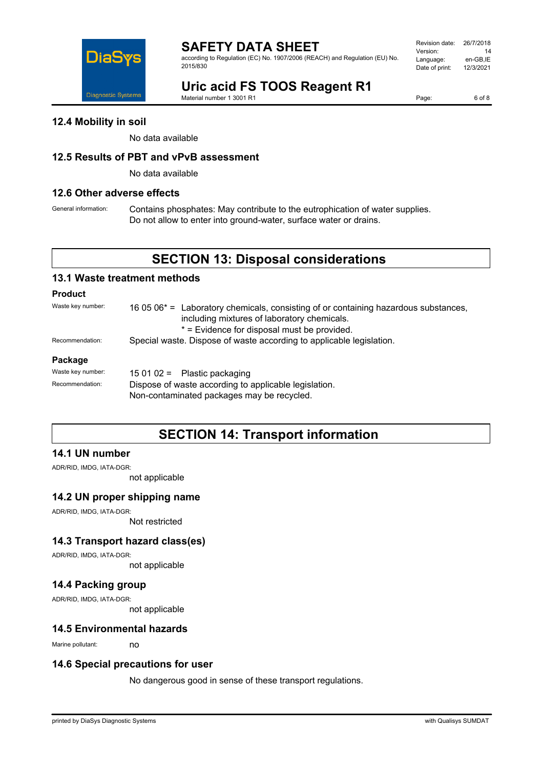### 12.4 Mobility in soil

No data available

### 12.5 Results of PBT and vPvB assessment

No data available

### 12.6 Other adverse effects

General information: Contains phosphates: May contribute to the eutrophication of water supplies. Do not allow to enter into ground-water, surface water or drains.

## SECTION 13: Disposal considerations

### 13.1 Waste treatment methods

**Product**

Waste key number: 16 05 06* = Laboratory chemicals, consisting of or containing hazardous substances, including mixtures of laboratory chemicals.
* = Evidence for disposal must be provided.

Recommendation: Special waste. Dispose of waste according to applicable legislation.

**Package**

Waste key number: 15 01 02 = Plastic packaging

Recommendation: Dispose of waste according to applicable legislation.
Non-contaminated packages may be recycled.

## SECTION 14: Transport information

### 14.1 UN number

ADR/RID, IMDG, IATA-DGR:

not applicable

### 14.2 UN proper shipping name

ADR/RID, IMDG, IATA-DGR:

Not restricted

### 14.3 Transport hazard class(es)

ADR/RID, IMDG, IATA-DGR:

not applicable

### 14.4 Packing group

ADR/RID, IMDG, IATA-DGR:

not applicable

### 14.5 Environmental hazards

Marine pollutant: no

### 14.6 Special precautions for user

No dangerous good in sense of these transport regulations.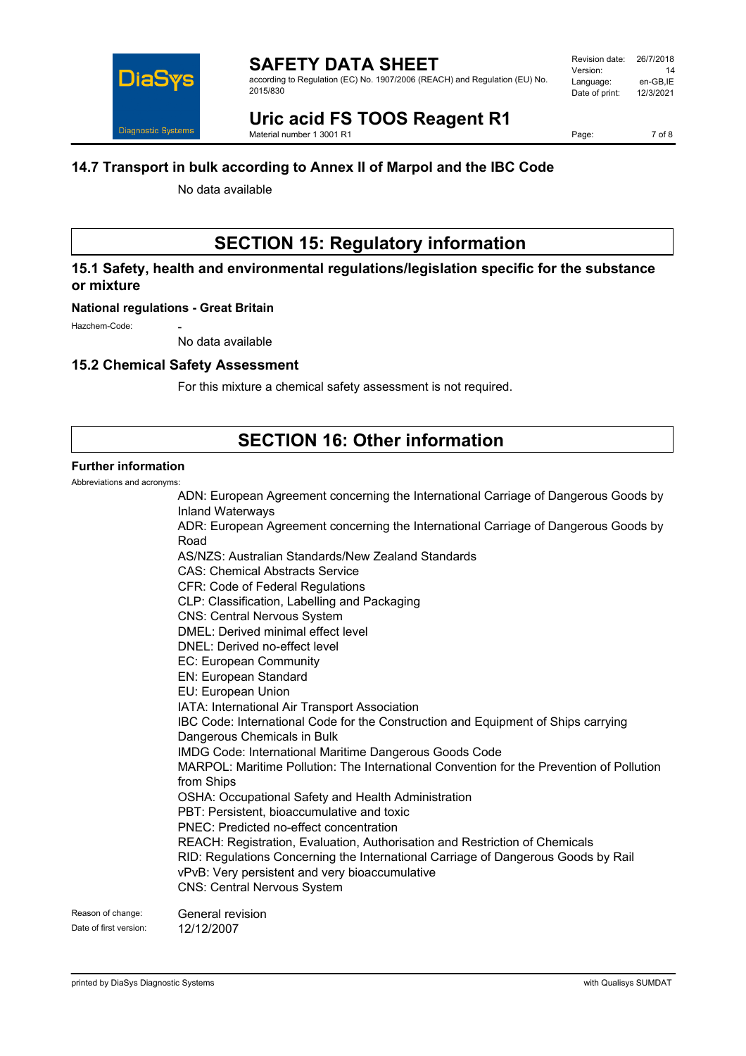## 14.7 Transport in bulk according to Annex II of Marpol and the IBC Code

No data available

# SECTION 15: Regulatory information

## 15.1 Safety, health and environmental regulations/legislation specific for the substance or mixture

**National regulations - Great Britain**

Hazchem-Code: -

No data available

## 15.2 Chemical Safety Assessment

For this mixture a chemical safety assessment is not required.

# SECTION 16: Other information

**Further information**

Abbreviations and acronyms:

ADN: European Agreement concerning the International Carriage of Dangerous Goods by Inland Waterways
ADR: European Agreement concerning the International Carriage of Dangerous Goods by Road
AS/NZS: Australian Standards/New Zealand Standards
CAS: Chemical Abstracts Service
CFR: Code of Federal Regulations
CLP: Classification, Labelling and Packaging
CNS: Central Nervous System
DMEL: Derived minimal effect level
DNEL: Derived no-effect level
EC: European Community
EN: European Standard
EU: European Union
IATA: International Air Transport Association
IBC Code: International Code for the Construction and Equipment of Ships carrying Dangerous Chemicals in Bulk
IMDG Code: International Maritime Dangerous Goods Code
MARPOL: Maritime Pollution: The International Convention for the Prevention of Pollution from Ships
OSHA: Occupational Safety and Health Administration
PBT: Persistent, bioaccumulative and toxic
PNEC: Predicted no-effect concentration
REACH: Registration, Evaluation, Authorisation and Restriction of Chemicals
RID: Regulations Concerning the International Carriage of Dangerous Goods by Rail
vPvB: Very persistent and very bioaccumulative
CNS: Central Nervous System

Reason of change: General revision

Date of first version: 12/12/2007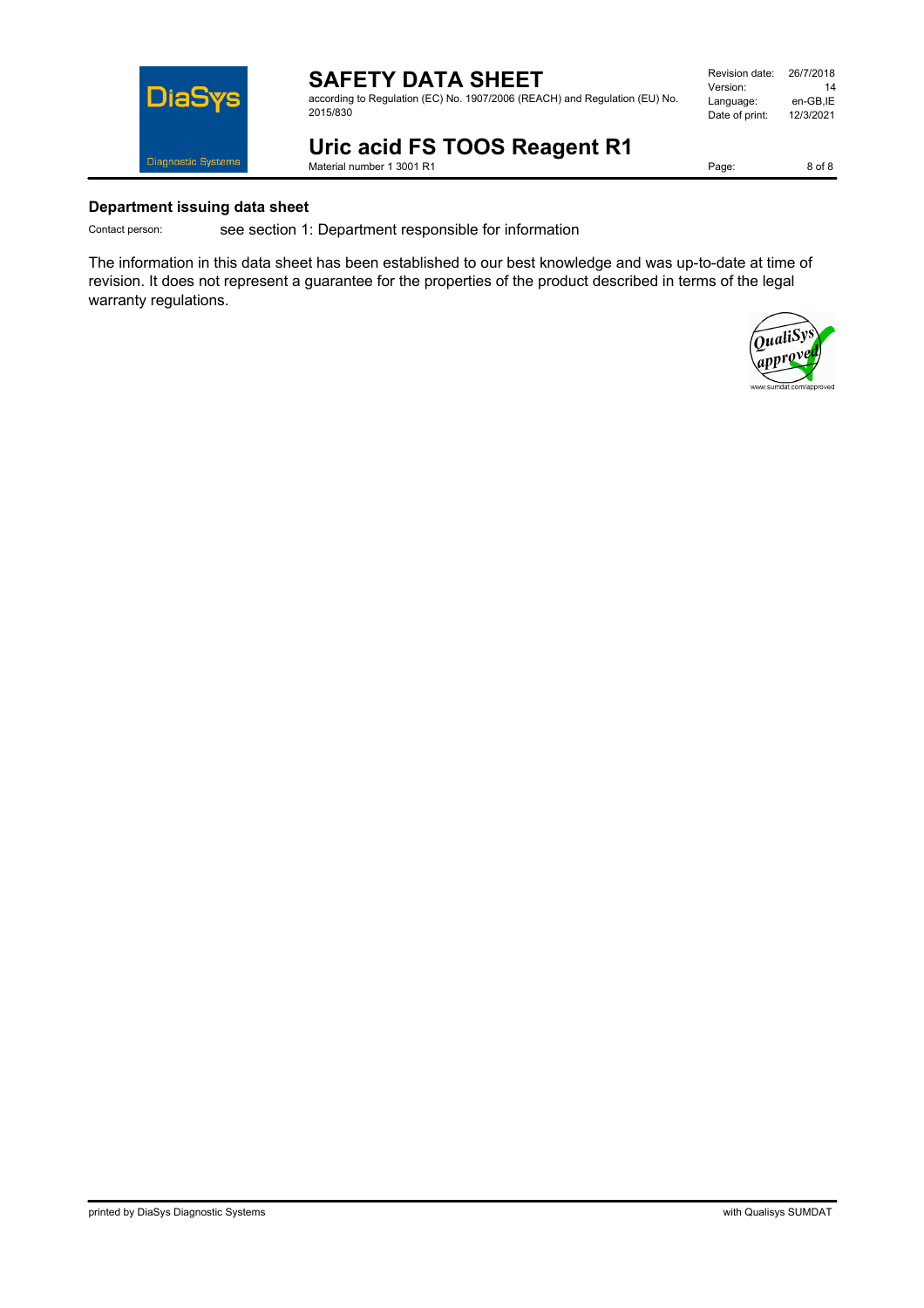### Department issuing data sheet

Contact person: see section 1: Department responsible for information

The information in this data sheet has been established to our best knowledge and was up-to-date at time of revision. It does not represent a guarantee for the properties of the product described in terms of the legal warranty regulations.